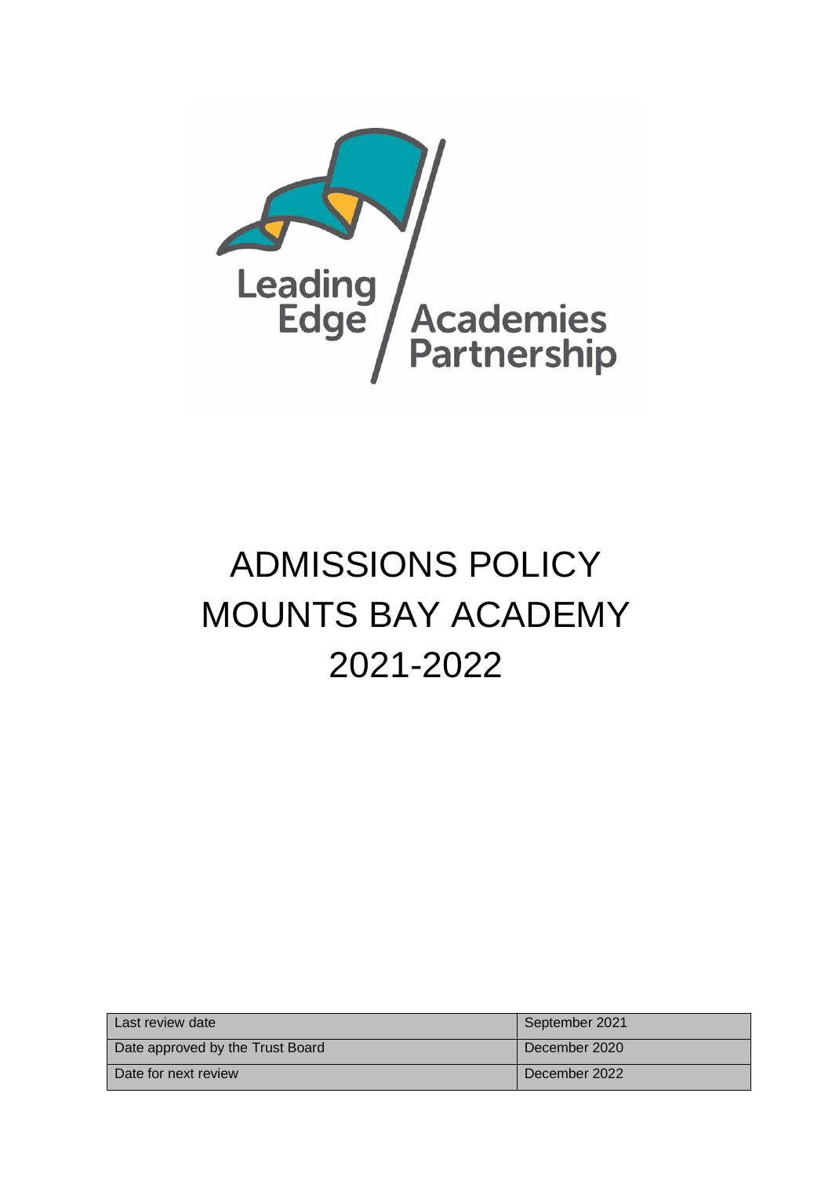Leading Edge Academies Partnership

# ADMISSIONS POLICY
# MOUNTS BAY ACADEMY
# 2021-2022

| Last review date | September 2021 |
| --- | --- |
| Date approved by the Trust Board | December 2020 |
| Date for next review | December 2022 |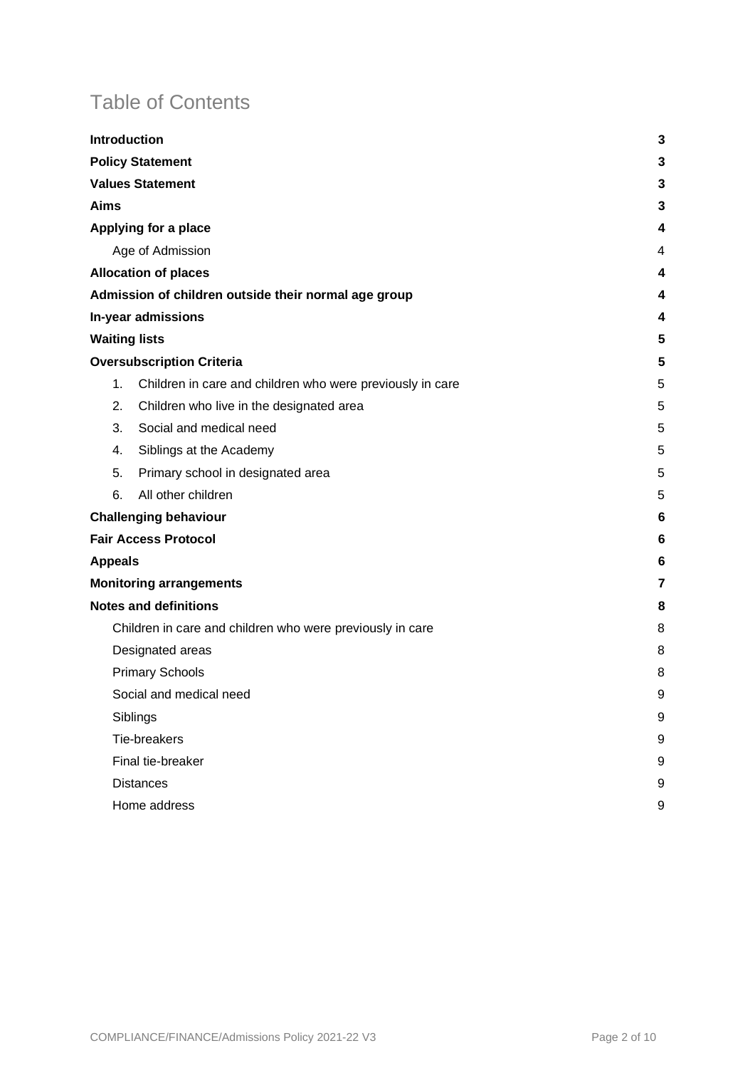# Table of Contents

**Introduction** 3
**Policy Statement** 3
**Values Statement** 3
**Aims** 3
**Applying for a place** 4
- Age of Admission 4

**Allocation of places** 4
**Admission of children outside their normal age group** 4
**In-year admissions** 4
**Waiting lists** 5
**Oversubscription Criteria** 5
1. Children in care and children who were previously in care 5
2. Children who live in the designated area 5
3. Social and medical need 5
4. Siblings at the Academy 5
5. Primary school in designated area 5
6. All other children 5

**Challenging behaviour** 6
**Fair Access Protocol** 6
**Appeals** 6
**Monitoring arrangements** 7
**Notes and definitions** 8
- Children in care and children who were previously in care 8
- Designated areas 8
- Primary Schools 8
- Social and medical need 9
- Siblings 9
- Tie-breakers 9
- Final tie-breaker 9
- Distances 9
- Home address 9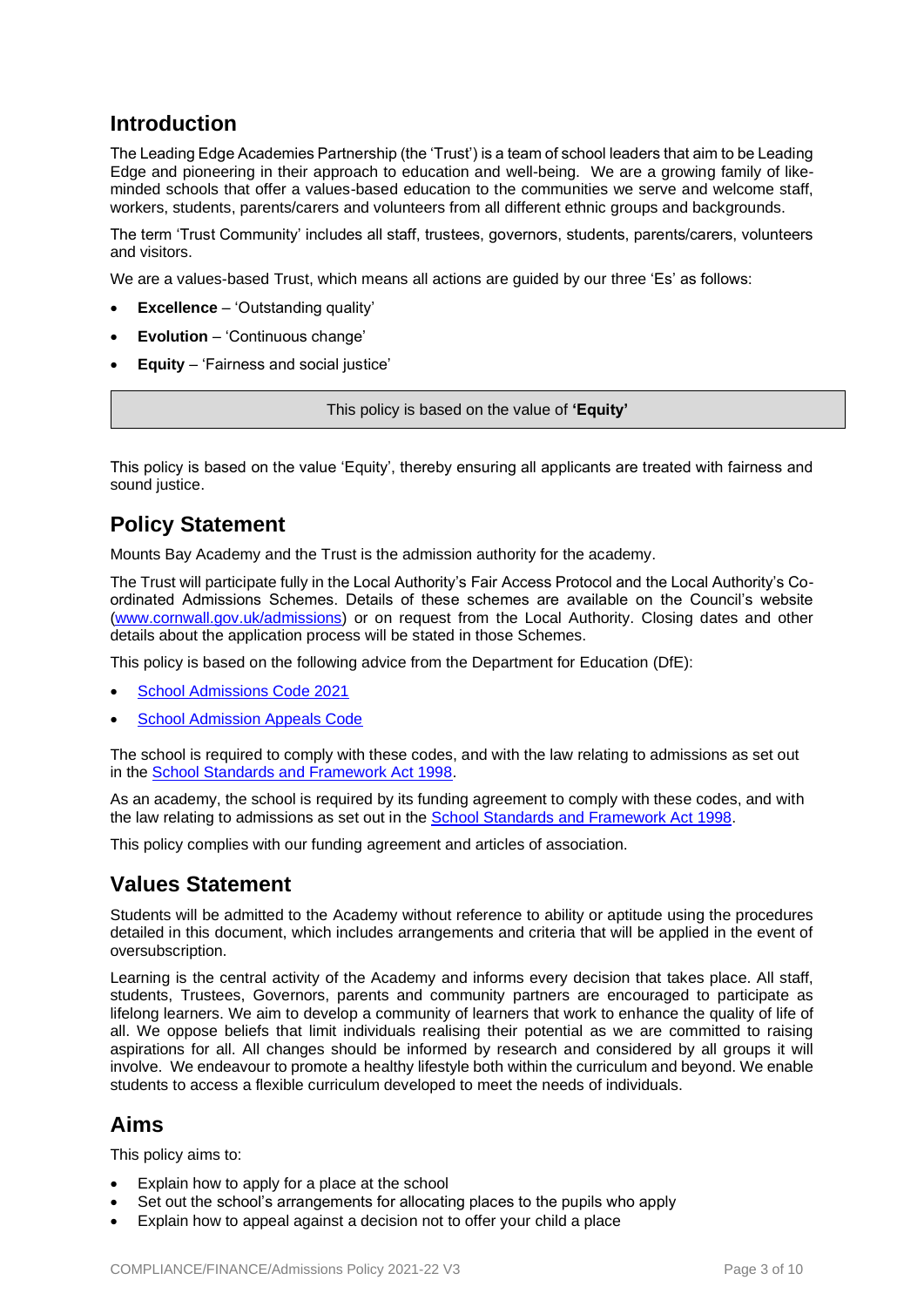## Introduction

The Leading Edge Academies Partnership (the 'Trust') is a team of school leaders that aim to be Leading Edge and pioneering in their approach to education and well-being. We are a growing family of like-minded schools that offer a values-based education to the communities we serve and welcome staff, workers, students, parents/carers and volunteers from all different ethnic groups and backgrounds.

The term 'Trust Community' includes all staff, trustees, governors, students, parents/carers, volunteers and visitors.

We are a values-based Trust, which means all actions are guided by our three 'Es' as follows:

- **Excellence** – 'Outstanding quality'
- **Evolution** – 'Continuous change'
- **Equity** – 'Fairness and social justice'

| This policy is based on the value of **'Equity'** |
| --- |

This policy is based on the value 'Equity', thereby ensuring all applicants are treated with fairness and sound justice.

## Policy Statement

Mounts Bay Academy and the Trust is the admission authority for the academy.

The Trust will participate fully in the Local Authority's Fair Access Protocol and the Local Authority's Co-ordinated Admissions Schemes. Details of these schemes are available on the Council's website ([www.cornwall.gov.uk/admissions](http://www.cornwall.gov.uk/admissions)) or on request from the Local Authority. Closing dates and other details about the application process will be stated in those Schemes.

This policy is based on the following advice from the Department for Education (DfE):

- School Admissions Code 2021
- School Admission Appeals Code

The school is required to comply with these codes, and with the law relating to admissions as set out in the School Standards and Framework Act 1998.

As an academy, the school is required by its funding agreement to comply with these codes, and with the law relating to admissions as set out in the School Standards and Framework Act 1998.

This policy complies with our funding agreement and articles of association.

## Values Statement

Students will be admitted to the Academy without reference to ability or aptitude using the procedures detailed in this document, which includes arrangements and criteria that will be applied in the event of oversubscription.

Learning is the central activity of the Academy and informs every decision that takes place. All staff, students, Trustees, Governors, parents and community partners are encouraged to participate as lifelong learners. We aim to develop a community of learners that work to enhance the quality of life of all. We oppose beliefs that limit individuals realising their potential as we are committed to raising aspirations for all. All changes should be informed by research and considered by all groups it will involve. We endeavour to promote a healthy lifestyle both within the curriculum and beyond. We enable students to access a flexible curriculum developed to meet the needs of individuals.

## Aims

This policy aims to:

- Explain how to apply for a place at the school
- Set out the school's arrangements for allocating places to the pupils who apply
- Explain how to appeal against a decision not to offer your child a place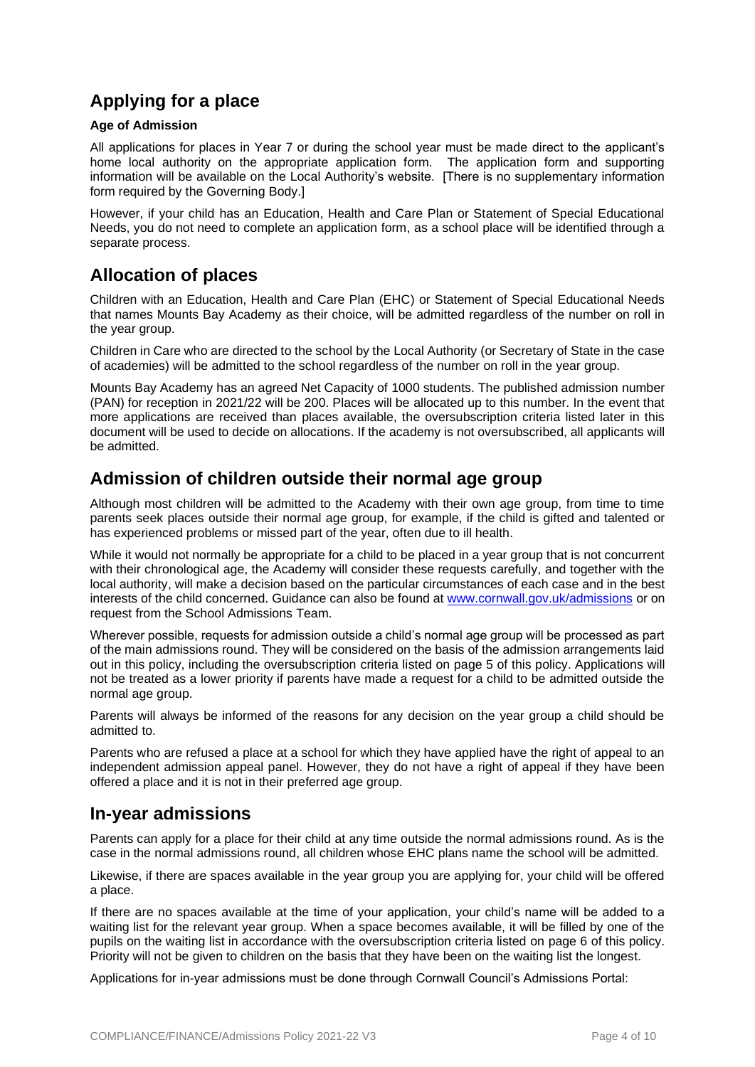## Applying for a place

### Age of Admission

All applications for places in Year 7 or during the school year must be made direct to the applicant's home local authority on the appropriate application form. The application form and supporting information will be available on the Local Authority's website. [There is no supplementary information form required by the Governing Body.]

However, if your child has an Education, Health and Care Plan or Statement of Special Educational Needs, you do not need to complete an application form, as a school place will be identified through a separate process.

## Allocation of places

Children with an Education, Health and Care Plan (EHC) or Statement of Special Educational Needs that names Mounts Bay Academy as their choice, will be admitted regardless of the number on roll in the year group.

Children in Care who are directed to the school by the Local Authority (or Secretary of State in the case of academies) will be admitted to the school regardless of the number on roll in the year group.

Mounts Bay Academy has an agreed Net Capacity of 1000 students. The published admission number (PAN) for reception in 2021/22 will be 200. Places will be allocated up to this number. In the event that more applications are received than places available, the oversubscription criteria listed later in this document will be used to decide on allocations. If the academy is not oversubscribed, all applicants will be admitted.

## Admission of children outside their normal age group

Although most children will be admitted to the Academy with their own age group, from time to time parents seek places outside their normal age group, for example, if the child is gifted and talented or has experienced problems or missed part of the year, often due to ill health.

While it would not normally be appropriate for a child to be placed in a year group that is not concurrent with their chronological age, the Academy will consider these requests carefully, and together with the local authority, will make a decision based on the particular circumstances of each case and in the best interests of the child concerned. Guidance can also be found at www.cornwall.gov.uk/admissions or on request from the School Admissions Team.

Wherever possible, requests for admission outside a child's normal age group will be processed as part of the main admissions round. They will be considered on the basis of the admission arrangements laid out in this policy, including the oversubscription criteria listed on page 5 of this policy. Applications will not be treated as a lower priority if parents have made a request for a child to be admitted outside the normal age group.

Parents will always be informed of the reasons for any decision on the year group a child should be admitted to.

Parents who are refused a place at a school for which they have applied have the right of appeal to an independent admission appeal panel. However, they do not have a right of appeal if they have been offered a place and it is not in their preferred age group.

## In-year admissions

Parents can apply for a place for their child at any time outside the normal admissions round. As is the case in the normal admissions round, all children whose EHC plans name the school will be admitted.

Likewise, if there are spaces available in the year group you are applying for, your child will be offered a place.

If there are no spaces available at the time of your application, your child's name will be added to a waiting list for the relevant year group. When a space becomes available, it will be filled by one of the pupils on the waiting list in accordance with the oversubscription criteria listed on page 6 of this policy. Priority will not be given to children on the basis that they have been on the waiting list the longest.

Applications for in-year admissions must be done through Cornwall Council's Admissions Portal: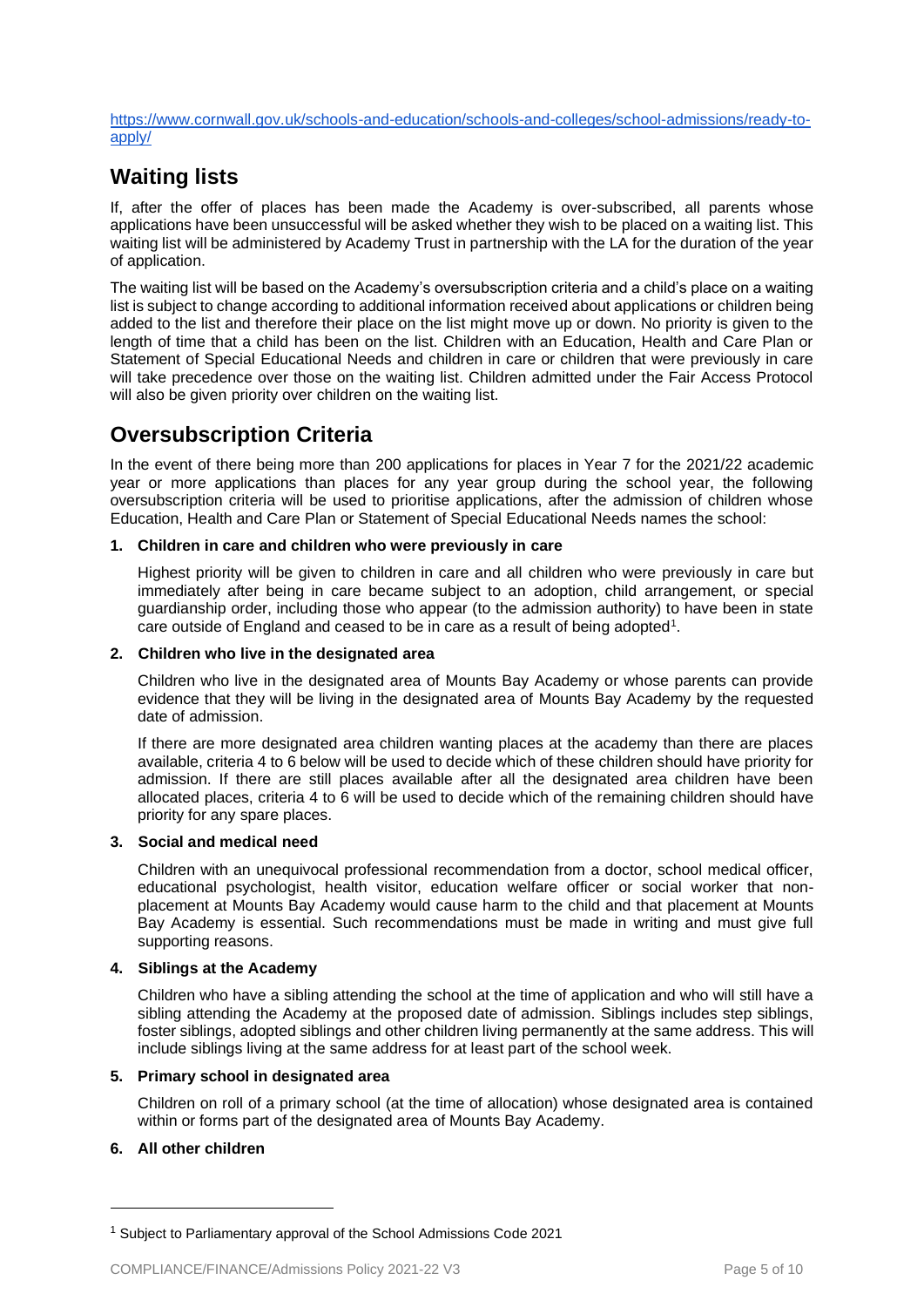https://www.cornwall.gov.uk/schools-and-education/schools-and-colleges/school-admissions/ready-to-apply/

## Waiting lists

If, after the offer of places has been made the Academy is over-subscribed, all parents whose applications have been unsuccessful will be asked whether they wish to be placed on a waiting list. This waiting list will be administered by Academy Trust in partnership with the LA for the duration of the year of application.

The waiting list will be based on the Academy's oversubscription criteria and a child's place on a waiting list is subject to change according to additional information received about applications or children being added to the list and therefore their place on the list might move up or down. No priority is given to the length of time that a child has been on the list. Children with an Education, Health and Care Plan or Statement of Special Educational Needs and children in care or children that were previously in care will take precedence over those on the waiting list. Children admitted under the Fair Access Protocol will also be given priority over children on the waiting list.

## Oversubscription Criteria

In the event of there being more than 200 applications for places in Year 7 for the 2021/22 academic year or more applications than places for any year group during the school year, the following oversubscription criteria will be used to prioritise applications, after the admission of children whose Education, Health and Care Plan or Statement of Special Educational Needs names the school:

1. **Children in care and children who were previously in care**

   Highest priority will be given to children in care and all children who were previously in care but immediately after being in care became subject to an adoption, child arrangement, or special guardianship order, including those who appear (to the admission authority) to have been in state care outside of England and ceased to be in care as a result of being adopted[1].

2. **Children who live in the designated area**

   Children who live in the designated area of Mounts Bay Academy or whose parents can provide evidence that they will be living in the designated area of Mounts Bay Academy by the requested date of admission.

   If there are more designated area children wanting places at the academy than there are places available, criteria 4 to 6 below will be used to decide which of these children should have priority for admission. If there are still places available after all the designated area children have been allocated places, criteria 4 to 6 will be used to decide which of the remaining children should have priority for any spare places.

3. **Social and medical need**

   Children with an unequivocal professional recommendation from a doctor, school medical officer, educational psychologist, health visitor, education welfare officer or social worker that non-placement at Mounts Bay Academy would cause harm to the child and that placement at Mounts Bay Academy is essential. Such recommendations must be made in writing and must give full supporting reasons.

4. **Siblings at the Academy**

   Children who have a sibling attending the school at the time of application and who will still have a sibling attending the Academy at the proposed date of admission. Siblings includes step siblings, foster siblings, adopted siblings and other children living permanently at the same address. This will include siblings living at the same address for at least part of the school week.

5. **Primary school in designated area**

   Children on roll of a primary school (at the time of allocation) whose designated area is contained within or forms part of the designated area of Mounts Bay Academy.

6. **All other children**

---

[1] Subject to Parliamentary approval of the School Admissions Code 2021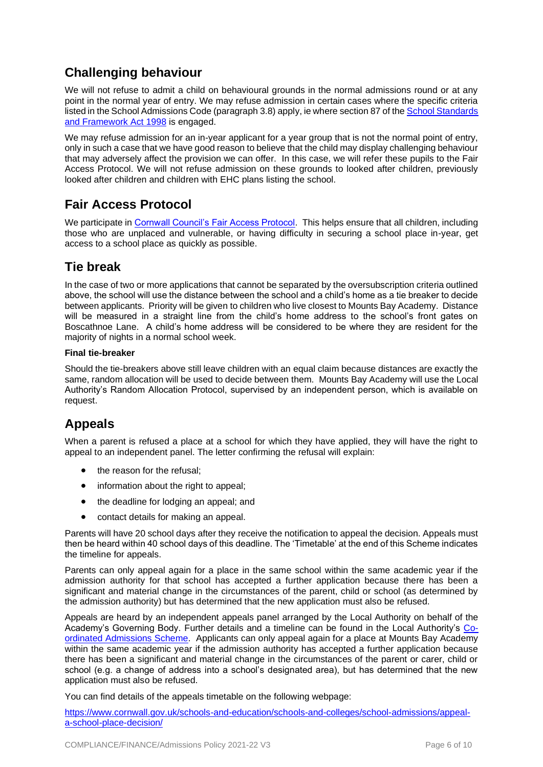## Challenging behaviour

We will not refuse to admit a child on behavioural grounds in the normal admissions round or at any point in the normal year of entry. We may refuse admission in certain cases where the specific criteria listed in the School Admissions Code (paragraph 3.8) apply, ie where section 87 of the [School Standards and Framework Act 1998](#) is engaged.

We may refuse admission for an in-year applicant for a year group that is not the normal point of entry, only in such a case that we have good reason to believe that the child may display challenging behaviour that may adversely affect the provision we can offer. In this case, we will refer these pupils to the Fair Access Protocol. We will not refuse admission on these grounds to looked after children, previously looked after children and children with EHC plans listing the school.

## Fair Access Protocol

We participate in [Cornwall Council's Fair Access Protocol](#). This helps ensure that all children, including those who are unplaced and vulnerable, or having difficulty in securing a school place in-year, get access to a school place as quickly as possible.

## Tie break

In the case of two or more applications that cannot be separated by the oversubscription criteria outlined above, the school will use the distance between the school and a child's home as a tie breaker to decide between applicants. Priority will be given to children who live closest to Mounts Bay Academy. Distance will be measured in a straight line from the child's home address to the school's front gates on Boscathnoe Lane. A child's home address will be considered to be where they are resident for the majority of nights in a normal school week.

**Final tie-breaker**

Should the tie-breakers above still leave children with an equal claim because distances are exactly the same, random allocation will be used to decide between them. Mounts Bay Academy will use the Local Authority's Random Allocation Protocol, supervised by an independent person, which is available on request.

## Appeals

When a parent is refused a place at a school for which they have applied, they will have the right to appeal to an independent panel. The letter confirming the refusal will explain:

- the reason for the refusal;
- information about the right to appeal;
- the deadline for lodging an appeal; and
- contact details for making an appeal.

Parents will have 20 school days after they receive the notification to appeal the decision. Appeals must then be heard within 40 school days of this deadline. The 'Timetable' at the end of this Scheme indicates the timeline for appeals.

Parents can only appeal again for a place in the same school within the same academic year if the admission authority for that school has accepted a further application because there has been a significant and material change in the circumstances of the parent, child or school (as determined by the admission authority) but has determined that the new application must also be refused.

Appeals are heard by an independent appeals panel arranged by the Local Authority on behalf of the Academy's Governing Body. Further details and a timeline can be found in the Local Authority's [Co-ordinated Admissions Scheme](#). Applicants can only appeal again for a place at Mounts Bay Academy within the same academic year if the admission authority has accepted a further application because there has been a significant and material change in the circumstances of the parent or carer, child or school (e.g. a change of address into a school's designated area), but has determined that the new application must also be refused.

You can find details of the appeals timetable on the following webpage:

[https://www.cornwall.gov.uk/schools-and-education/schools-and-colleges/school-admissions/appeal-a-school-place-decision/](https://www.cornwall.gov.uk/schools-and-education/schools-and-colleges/school-admissions/appeal-a-school-place-decision/)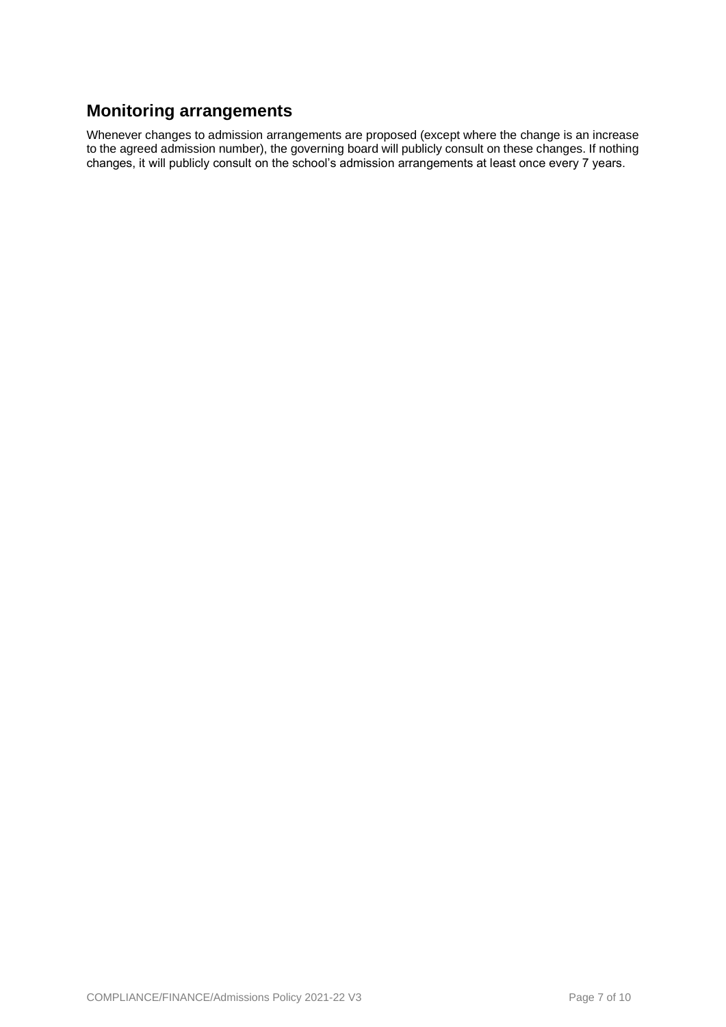## Monitoring arrangements

Whenever changes to admission arrangements are proposed (except where the change is an increase to the agreed admission number), the governing board will publicly consult on these changes. If nothing changes, it will publicly consult on the school's admission arrangements at least once every 7 years.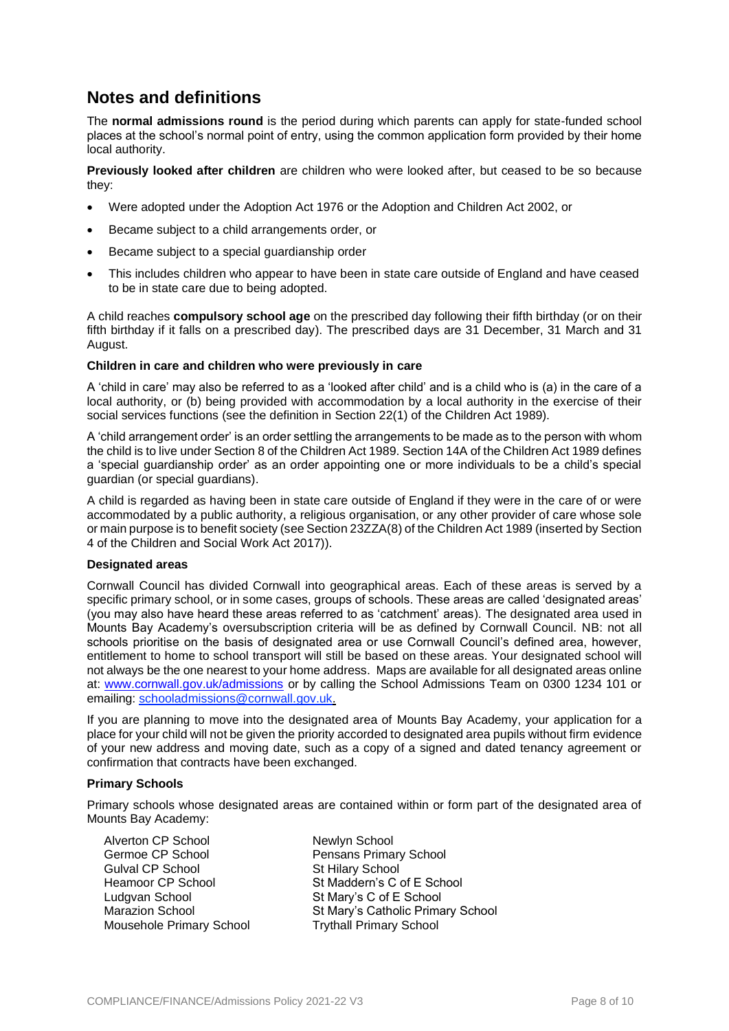## Notes and definitions

The **normal admissions round** is the period during which parents can apply for state-funded school places at the school's normal point of entry, using the common application form provided by their home local authority.

**Previously looked after children** are children who were looked after, but ceased to be so because they:

- Were adopted under the Adoption Act 1976 or the Adoption and Children Act 2002, or
- Became subject to a child arrangements order, or
- Became subject to a special guardianship order
- This includes children who appear to have been in state care outside of England and have ceased to be in state care due to being adopted.

A child reaches **compulsory school age** on the prescribed day following their fifth birthday (or on their fifth birthday if it falls on a prescribed day). The prescribed days are 31 December, 31 March and 31 August.

**Children in care and children who were previously in care**

A 'child in care' may also be referred to as a 'looked after child' and is a child who is (a) in the care of a local authority, or (b) being provided with accommodation by a local authority in the exercise of their social services functions (see the definition in Section 22(1) of the Children Act 1989).

A 'child arrangement order' is an order settling the arrangements to be made as to the person with whom the child is to live under Section 8 of the Children Act 1989. Section 14A of the Children Act 1989 defines a 'special guardianship order' as an order appointing one or more individuals to be a child's special guardian (or special guardians).

A child is regarded as having been in state care outside of England if they were in the care of or were accommodated by a public authority, a religious organisation, or any other provider of care whose sole or main purpose is to benefit society (see Section 23ZZA(8) of the Children Act 1989 (inserted by Section 4 of the Children and Social Work Act 2017)).

**Designated areas**

Cornwall Council has divided Cornwall into geographical areas. Each of these areas is served by a specific primary school, or in some cases, groups of schools. These areas are called 'designated areas' (you may also have heard these areas referred to as 'catchment' areas). The designated area used in Mounts Bay Academy's oversubscription criteria will be as defined by Cornwall Council. NB: not all schools prioritise on the basis of designated area or use Cornwall Council's defined area, however, entitlement to home to school transport will still be based on these areas. Your designated school will not always be the one nearest to your home address. Maps are available for all designated areas online at: www.cornwall.gov.uk/admissions or by calling the School Admissions Team on 0300 1234 101 or emailing: schooladmissions@cornwall.gov.uk.

If you are planning to move into the designated area of Mounts Bay Academy, your application for a place for your child will not be given the priority accorded to designated area pupils without firm evidence of your new address and moving date, such as a copy of a signed and dated tenancy agreement or confirmation that contracts have been exchanged.

**Primary Schools**

Primary schools whose designated areas are contained within or form part of the designated area of Mounts Bay Academy:

- Alverton CP School
- Germoe CP School
- Gulval CP School
- Heamoor CP School
- Ludgvan School
- Marazion School
- Mousehole Primary School
- Newlyn School
- Pensans Primary School
- St Hilary School
- St Maddern's C of E School
- St Mary's C of E School
- St Mary's Catholic Primary School
- Trythall Primary School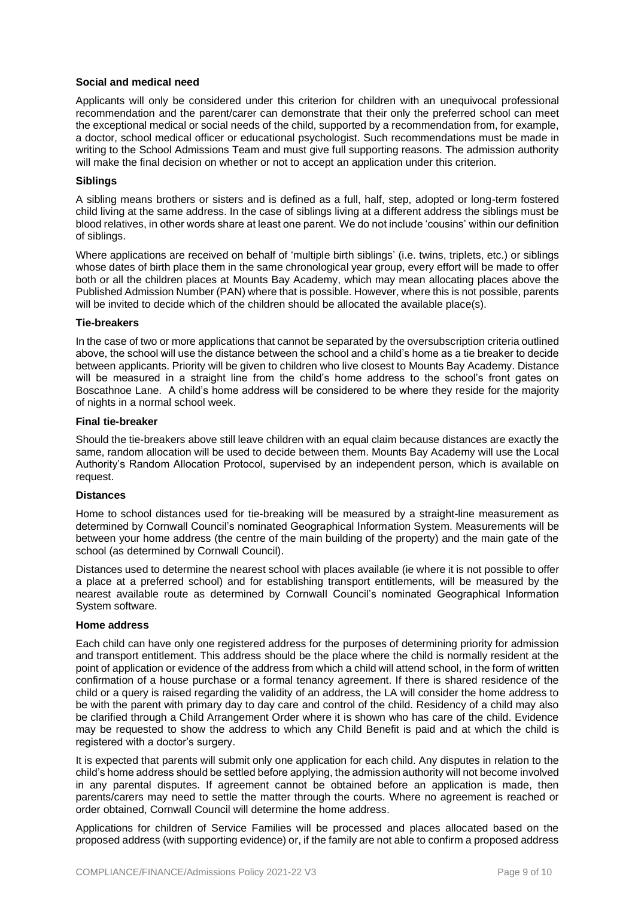### Social and medical need

Applicants will only be considered under this criterion for children with an unequivocal professional recommendation and the parent/carer can demonstrate that their only the preferred school can meet the exceptional medical or social needs of the child, supported by a recommendation from, for example, a doctor, school medical officer or educational psychologist. Such recommendations must be made in writing to the School Admissions Team and must give full supporting reasons. The admission authority will make the final decision on whether or not to accept an application under this criterion.

### Siblings

A sibling means brothers or sisters and is defined as a full, half, step, adopted or long-term fostered child living at the same address. In the case of siblings living at a different address the siblings must be blood relatives, in other words share at least one parent. We do not include 'cousins' within our definition of siblings.

Where applications are received on behalf of 'multiple birth siblings' (i.e. twins, triplets, etc.) or siblings whose dates of birth place them in the same chronological year group, every effort will be made to offer both or all the children places at Mounts Bay Academy, which may mean allocating places above the Published Admission Number (PAN) where that is possible. However, where this is not possible, parents will be invited to decide which of the children should be allocated the available place(s).

### Tie-breakers

In the case of two or more applications that cannot be separated by the oversubscription criteria outlined above, the school will use the distance between the school and a child's home as a tie breaker to decide between applicants. Priority will be given to children who live closest to Mounts Bay Academy. Distance will be measured in a straight line from the child's home address to the school's front gates on Boscathnoe Lane. A child's home address will be considered to be where they reside for the majority of nights in a normal school week.

### Final tie-breaker

Should the tie-breakers above still leave children with an equal claim because distances are exactly the same, random allocation will be used to decide between them. Mounts Bay Academy will use the Local Authority's Random Allocation Protocol, supervised by an independent person, which is available on request.

### Distances

Home to school distances used for tie-breaking will be measured by a straight-line measurement as determined by Cornwall Council's nominated Geographical Information System. Measurements will be between your home address (the centre of the main building of the property) and the main gate of the school (as determined by Cornwall Council).

Distances used to determine the nearest school with places available (ie where it is not possible to offer a place at a preferred school) and for establishing transport entitlements, will be measured by the nearest available route as determined by Cornwall Council's nominated Geographical Information System software.

### Home address

Each child can have only one registered address for the purposes of determining priority for admission and transport entitlement. This address should be the place where the child is normally resident at the point of application or evidence of the address from which a child will attend school, in the form of written confirmation of a house purchase or a formal tenancy agreement. If there is shared residence of the child or a query is raised regarding the validity of an address, the LA will consider the home address to be with the parent with primary day to day care and control of the child. Residency of a child may also be clarified through a Child Arrangement Order where it is shown who has care of the child. Evidence may be requested to show the address to which any Child Benefit is paid and at which the child is registered with a doctor's surgery.

It is expected that parents will submit only one application for each child. Any disputes in relation to the child's home address should be settled before applying, the admission authority will not become involved in any parental disputes. If agreement cannot be obtained before an application is made, then parents/carers may need to settle the matter through the courts. Where no agreement is reached or order obtained, Cornwall Council will determine the home address.

Applications for children of Service Families will be processed and places allocated based on the proposed address (with supporting evidence) or, if the family are not able to confirm a proposed address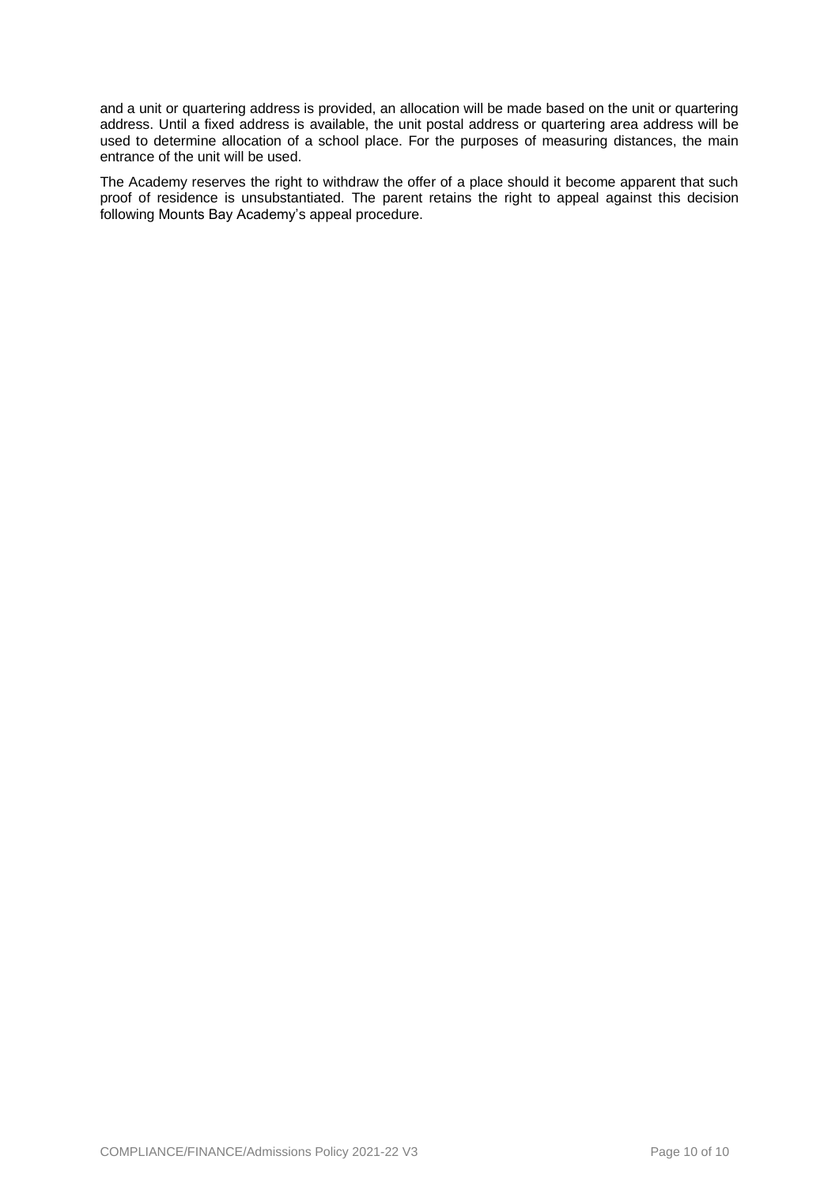and a unit or quartering address is provided, an allocation will be made based on the unit or quartering address. Until a fixed address is available, the unit postal address or quartering area address will be used to determine allocation of a school place. For the purposes of measuring distances, the main entrance of the unit will be used.

The Academy reserves the right to withdraw the offer of a place should it become apparent that such proof of residence is unsubstantiated. The parent retains the right to appeal against this decision following Mounts Bay Academy's appeal procedure.